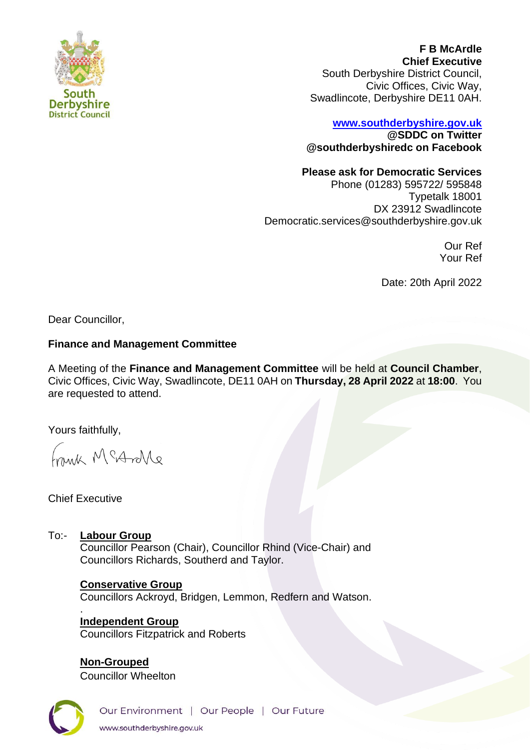South Derbyshire District Council

**F B McArdle**
**Chief Executive**
South Derbyshire District Council,
Civic Offices, Civic Way,
Swadlincote, Derbyshire DE11 0AH.

**www.southderbyshire.gov.uk**
**@SDDC on Twitter**
**@southderbyshiredc on Facebook**

**Please ask for Democratic Services**
Phone (01283) 595722/ 595848
Typetalk 18001
DX 23912 Swadlincote
Democratic.services@southderbyshire.gov.uk

Our Ref
Your Ref

Date: 20th April 2022

Dear Councillor,

**Finance and Management Committee**

A Meeting of the **Finance and Management Committee** will be held at **Council Chamber**, Civic Offices, Civic Way, Swadlincote, DE11 0AH on **Thursday, 28 April 2022** at **18:00**. You are requested to attend.

Yours faithfully,

Frank McArdle

Chief Executive

To:-

**Labour Group**
Councillor Pearson (Chair), Councillor Rhind (Vice-Chair) and Councillors Richards, Southerd and Taylor.

**Conservative Group**
Councillors Ackroyd, Bridgen, Lemmon, Redfern and Watson.

**Independent Group**
Councillors Fitzpatrick and Roberts

**Non-Grouped**
Councillor Wheelton

Our Environment | Our People | Our Future
www.southderbyshire.gov.uk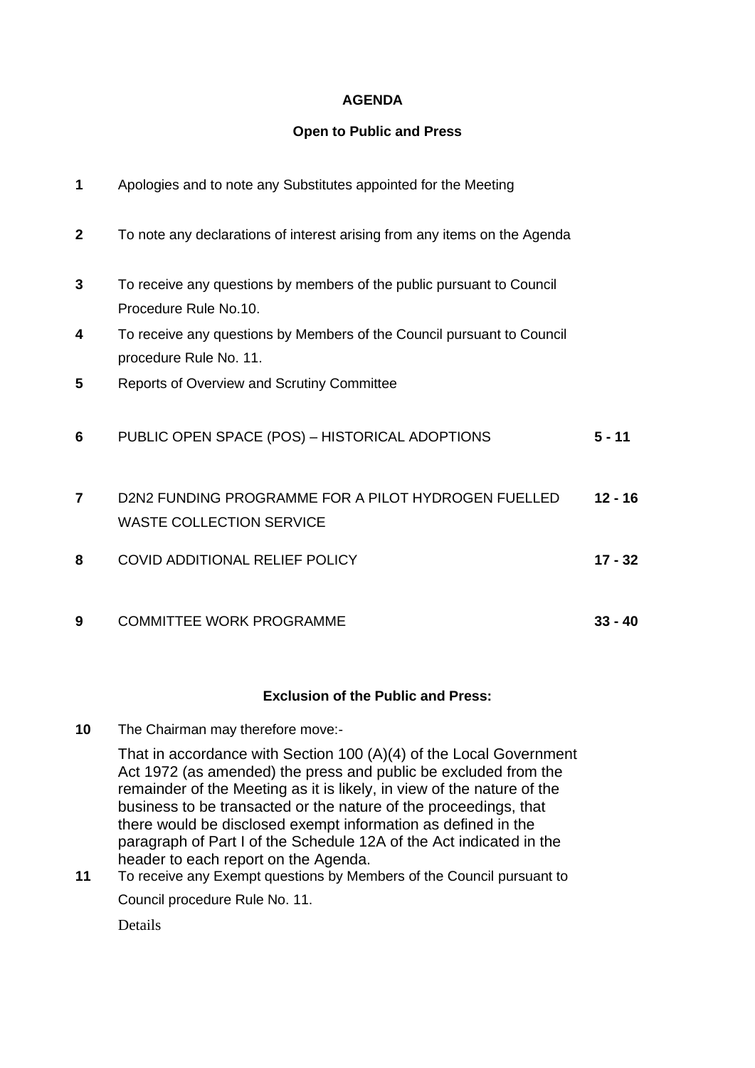**AGENDA**

**Open to Public and Press**

| | | |
|---|---|---|
| **1** | Apologies and to note any Substitutes appointed for the Meeting | |
| **2** | To note any declarations of interest arising from any items on the Agenda | |
| **3** | To receive any questions by members of the public pursuant to Council Procedure Rule No.10. | |
| **4** | To receive any questions by Members of the Council pursuant to Council procedure Rule No. 11. | |
| **5** | Reports of Overview and Scrutiny Committee | |
| **6** | PUBLIC OPEN SPACE (POS) – HISTORICAL ADOPTIONS | **5 - 11** |
| **7** | D2N2 FUNDING PROGRAMME FOR A PILOT HYDROGEN FUELLED WASTE COLLECTION SERVICE | **12 - 16** |
| **8** | COVID ADDITIONAL RELIEF POLICY | **17 - 32** |
| **9** | COMMITTEE WORK PROGRAMME | **33 - 40** |

**Exclusion of the Public and Press:**

**10** The Chairman may therefore move:-

That in accordance with Section 100 (A)(4) of the Local Government Act 1972 (as amended) the press and public be excluded from the remainder of the Meeting as it is likely, in view of the nature of the business to be transacted or the nature of the proceedings, that there would be disclosed exempt information as defined in the paragraph of Part I of the Schedule 12A of the Act indicated in the header to each report on the Agenda.

**11** To receive any Exempt questions by Members of the Council pursuant to Council procedure Rule No. 11.

Details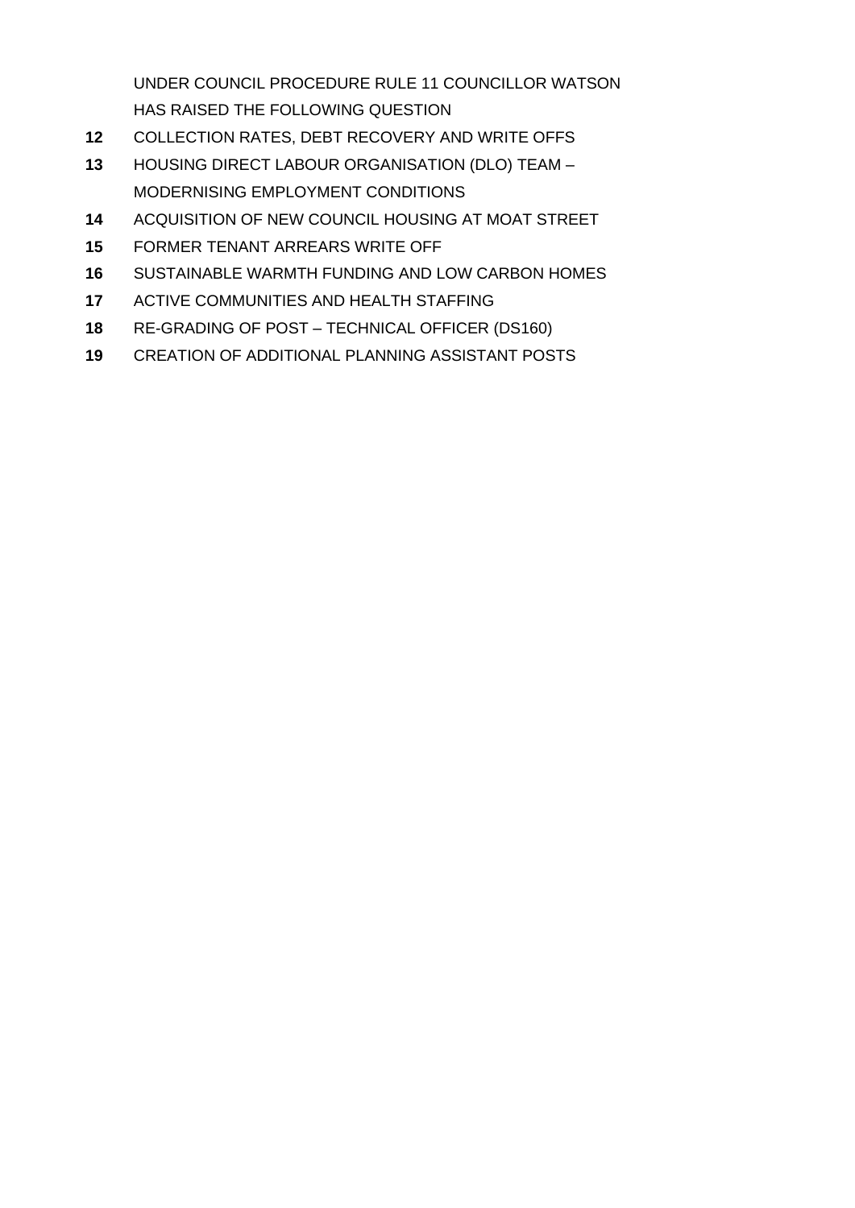UNDER COUNCIL PROCEDURE RULE 11 COUNCILLOR WATSON HAS RAISED THE FOLLOWING QUESTION

**12** COLLECTION RATES, DEBT RECOVERY AND WRITE OFFS

**13** HOUSING DIRECT LABOUR ORGANISATION (DLO) TEAM – MODERNISING EMPLOYMENT CONDITIONS

**14** ACQUISITION OF NEW COUNCIL HOUSING AT MOAT STREET

**15** FORMER TENANT ARREARS WRITE OFF

**16** SUSTAINABLE WARMTH FUNDING AND LOW CARBON HOMES

**17** ACTIVE COMMUNITIES AND HEALTH STAFFING

**18** RE-GRADING OF POST – TECHNICAL OFFICER (DS160)

**19** CREATION OF ADDITIONAL PLANNING ASSISTANT POSTS